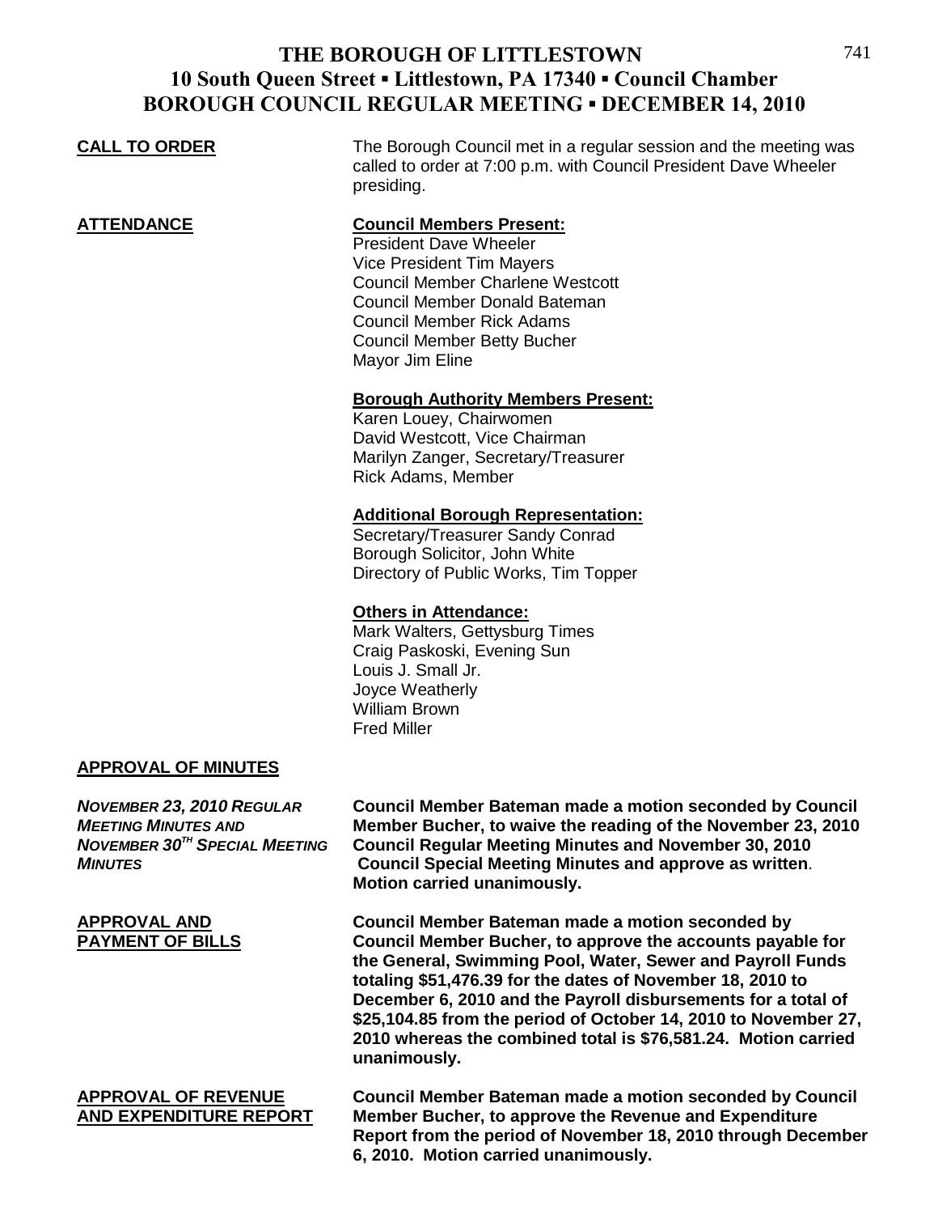# THE BOROUGH OF LITTLESTOWN
## 10 South Queen Street ▪ Littlestown, PA 17340 ▪ Council Chamber
## BOROUGH COUNCIL REGULAR MEETING ▪ DECEMBER 14, 2010

**CALL TO ORDER**

The Borough Council met in a regular session and the meeting was called to order at 7:00 p.m. with Council President Dave Wheeler presiding.

**ATTENDANCE**

**Council Members Present:**
President Dave Wheeler
Vice President Tim Mayers
Council Member Charlene Westcott
Council Member Donald Bateman
Council Member Rick Adams
Council Member Betty Bucher
Mayor Jim Eline

**Borough Authority Members Present:**
Karen Louey, Chairwomen
David Westcott, Vice Chairman
Marilyn Zanger, Secretary/Treasurer
Rick Adams, Member

**Additional Borough Representation:**
Secretary/Treasurer Sandy Conrad
Borough Solicitor, John White
Directory of Public Works, Tim Topper

**Others in Attendance:**
Mark Walters, Gettysburg Times
Craig Paskoski, Evening Sun
Louis J. Small Jr.
Joyce Weatherly
William Brown
Fred Miller

**APPROVAL OF MINUTES**

***NOVEMBER 23, 2010 REGULAR MEETING MINUTES AND NOVEMBER 30TH SPECIAL MEETING MINUTES***

**Council Member Bateman made a motion seconded by Council Member Bucher, to waive the reading of the November 23, 2010 Council Regular Meeting Minutes and November 30, 2010 Council Special Meeting Minutes and approve as written. Motion carried unanimously.**

**APPROVAL AND PAYMENT OF BILLS**

**Council Member Bateman made a motion seconded by Council Member Bucher, to approve the accounts payable for the General, Swimming Pool, Water, Sewer and Payroll Funds totaling $51,476.39 for the dates of November 18, 2010 to December 6, 2010 and the Payroll disbursements for a total of $25,104.85 from the period of October 14, 2010 to November 27, 2010 whereas the combined total is $76,581.24. Motion carried unanimously.**

**APPROVAL OF REVENUE AND EXPENDITURE REPORT**

**Council Member Bateman made a motion seconded by Council Member Bucher, to approve the Revenue and Expenditure Report from the period of November 18, 2010 through December 6, 2010. Motion carried unanimously.**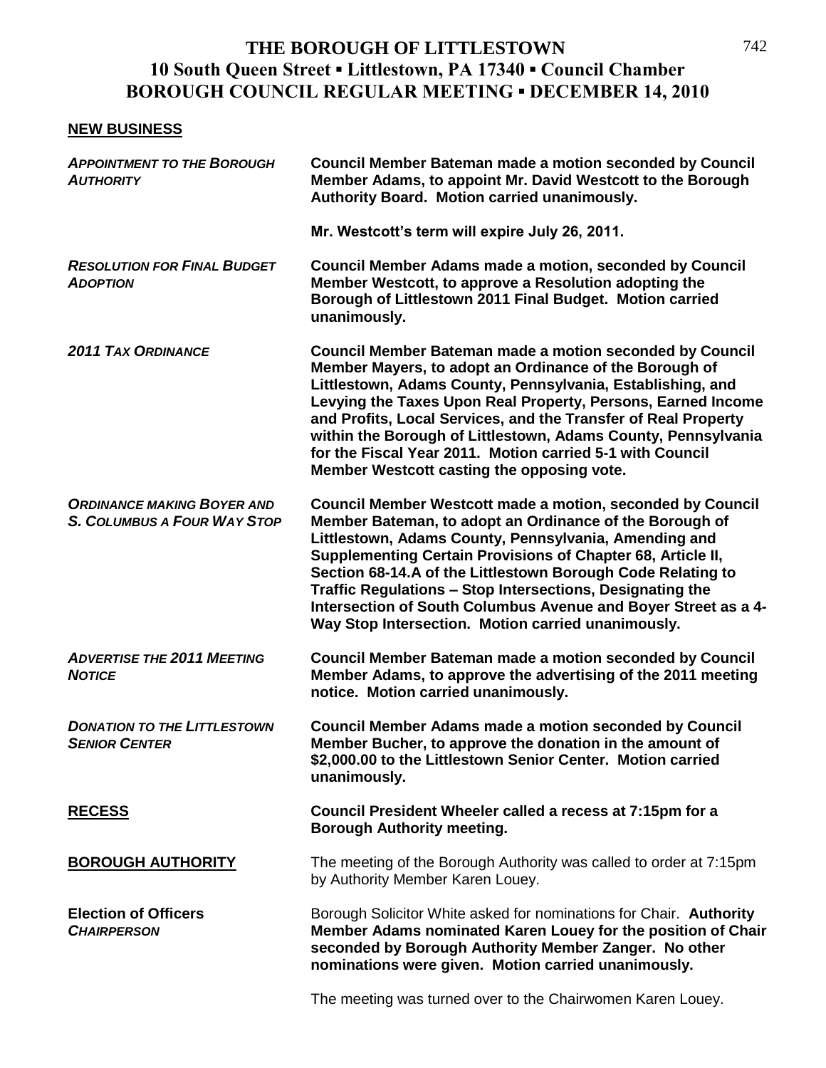# THE BOROUGH OF LITTLESTOWN
## 10 South Queen Street ▪ Littlestown, PA 17340 ▪ Council Chamber
## BOROUGH COUNCIL REGULAR MEETING ▪ DECEMBER 14, 2010

**NEW BUSINESS**

***APPOINTMENT TO THE BOROUGH AUTHORITY***

**Council Member Bateman made a motion seconded by Council Member Adams, to appoint Mr. David Westcott to the Borough Authority Board. Motion carried unanimously.**

**Mr. Westcott's term will expire July 26, 2011.**

***RESOLUTION FOR FINAL BUDGET ADOPTION***

**Council Member Adams made a motion, seconded by Council Member Westcott, to approve a Resolution adopting the Borough of Littlestown 2011 Final Budget. Motion carried unanimously.**

***2011 TAX ORDINANCE***

**Council Member Bateman made a motion seconded by Council Member Mayers, to adopt an Ordinance of the Borough of Littlestown, Adams County, Pennsylvania, Establishing, and Levying the Taxes Upon Real Property, Persons, Earned Income and Profits, Local Services, and the Transfer of Real Property within the Borough of Littlestown, Adams County, Pennsylvania for the Fiscal Year 2011. Motion carried 5-1 with Council Member Westcott casting the opposing vote.**

***ORDINANCE MAKING BOYER AND S. COLUMBUS A FOUR WAY STOP***

**Council Member Westcott made a motion, seconded by Council Member Bateman, to adopt an Ordinance of the Borough of Littlestown, Adams County, Pennsylvania, Amending and Supplementing Certain Provisions of Chapter 68, Article II, Section 68-14.A of the Littlestown Borough Code Relating to Traffic Regulations – Stop Intersections, Designating the Intersection of South Columbus Avenue and Boyer Street as a 4-Way Stop Intersection. Motion carried unanimously.**

***ADVERTISE THE 2011 MEETING NOTICE***

**Council Member Bateman made a motion seconded by Council Member Adams, to approve the advertising of the 2011 meeting notice. Motion carried unanimously.**

***DONATION TO THE LITTLESTOWN SENIOR CENTER***

**Council Member Adams made a motion seconded by Council Member Bucher, to approve the donation in the amount of $2,000.00 to the Littlestown Senior Center. Motion carried unanimously.**

**RECESS**

**Council President Wheeler called a recess at 7:15pm for a Borough Authority meeting.**

**BOROUGH AUTHORITY**

The meeting of the Borough Authority was called to order at 7:15pm by Authority Member Karen Louey.

**Election of Officers**
***CHAIRPERSON***

Borough Solicitor White asked for nominations for Chair. **Authority Member Adams nominated Karen Louey for the position of Chair seconded by Borough Authority Member Zanger. No other nominations were given. Motion carried unanimously.**

The meeting was turned over to the Chairwomen Karen Louey.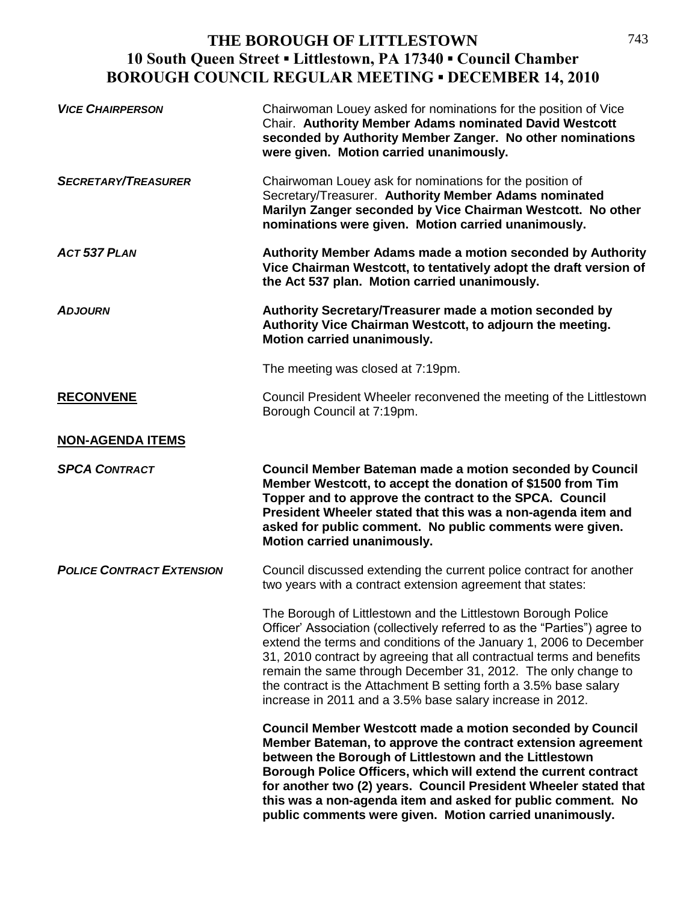# THE BOROUGH OF LITTLESTOWN
## 10 South Queen Street ▪ Littlestown, PA 17340 ▪ Council Chamber
## BOROUGH COUNCIL REGULAR MEETING ▪ DECEMBER 14, 2010

***VICE CHAIRPERSON***

Chairwoman Louey asked for nominations for the position of Vice Chair. **Authority Member Adams nominated David Westcott seconded by Authority Member Zanger. No other nominations were given. Motion carried unanimously.**

***SECRETARY/TREASURER***

Chairwoman Louey ask for nominations for the position of Secretary/Treasurer. **Authority Member Adams nominated Marilyn Zanger seconded by Vice Chairman Westcott. No other nominations were given. Motion carried unanimously.**

***ACT 537 PLAN***

**Authority Member Adams made a motion seconded by Authority Vice Chairman Westcott, to tentatively adopt the draft version of the Act 537 plan. Motion carried unanimously.**

***ADJOURN***

**Authority Secretary/Treasurer made a motion seconded by Authority Vice Chairman Westcott, to adjourn the meeting. Motion carried unanimously.**

The meeting was closed at 7:19pm.

**RECONVENE**

Council President Wheeler reconvened the meeting of the Littlestown Borough Council at 7:19pm.

**NON-AGENDA ITEMS**

***SPCA CONTRACT***

**Council Member Bateman made a motion seconded by Council Member Westcott, to accept the donation of $1500 from Tim Topper and to approve the contract to the SPCA. Council President Wheeler stated that this was a non-agenda item and asked for public comment. No public comments were given. Motion carried unanimously.**

***POLICE CONTRACT EXTENSION***

Council discussed extending the current police contract for another two years with a contract extension agreement that states:

The Borough of Littlestown and the Littlestown Borough Police Officer' Association (collectively referred to as the "Parties") agree to extend the terms and conditions of the January 1, 2006 to December 31, 2010 contract by agreeing that all contractual terms and benefits remain the same through December 31, 2012. The only change to the contract is the Attachment B setting forth a 3.5% base salary increase in 2011 and a 3.5% base salary increase in 2012.

**Council Member Westcott made a motion seconded by Council Member Bateman, to approve the contract extension agreement between the Borough of Littlestown and the Littlestown Borough Police Officers, which will extend the current contract for another two (2) years. Council President Wheeler stated that this was a non-agenda item and asked for public comment. No public comments were given. Motion carried unanimously.**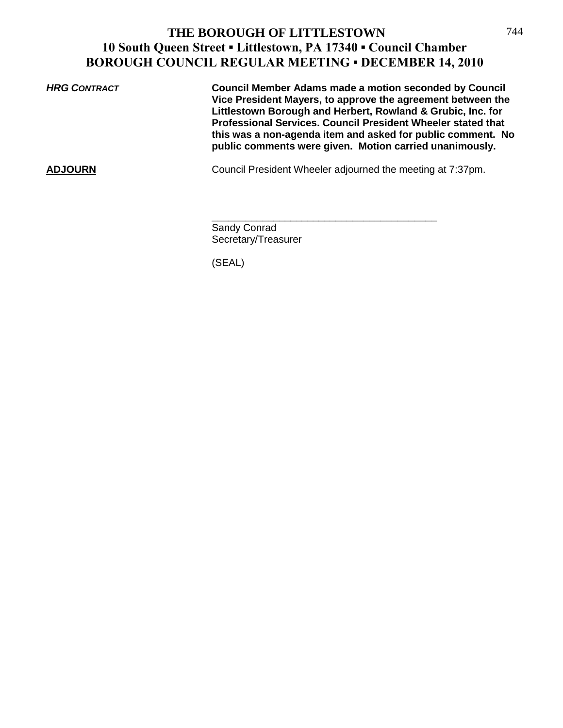**_HRG CONTRACT_** **Council Member Adams made a motion seconded by Council Vice President Mayers, to approve the agreement between the Littlestown Borough and Herbert, Rowland & Grubic, Inc. for Professional Services. Council President Wheeler stated that this was a non-agenda item and asked for public comment. No public comments were given. Motion carried unanimously.**

**ADJOURN** Council President Wheeler adjourned the meeting at 7:37pm.

\_\_\_\_\_\_\_\_\_\_\_\_\_\_\_\_\_\_\_\_\_\_\_\_\_\_\_\_\_\_\_\_\_\_\_\_\_\_\_\_

Sandy Conrad
Secretary/Treasurer

(SEAL)